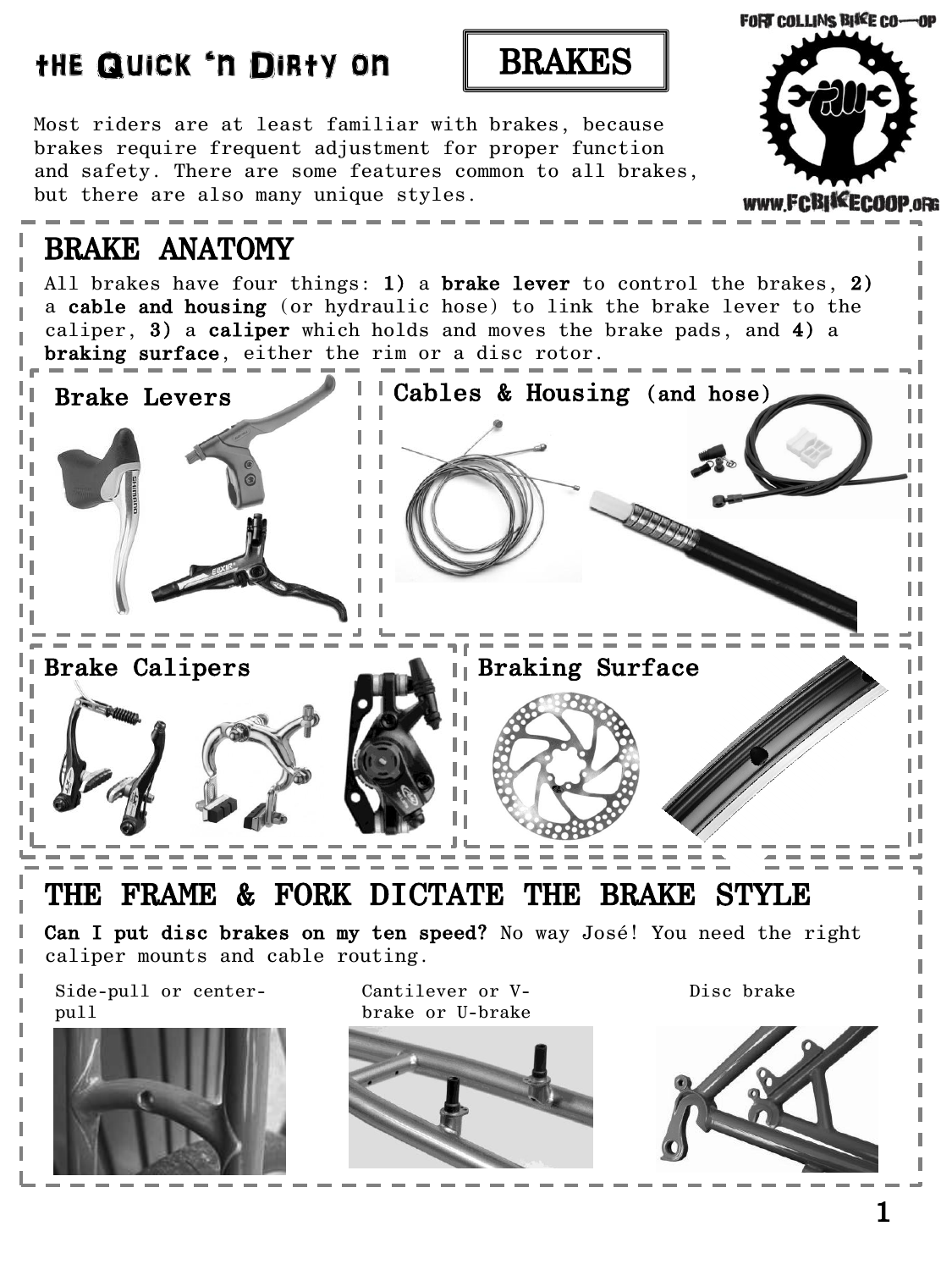# the Quick 'n Dirty on BRAKES

FORT COLLINS BIKE CO-OP

www.FCBIKECOOP.ORG

Most riders are at least familiar with brakes, because brakes require frequent adjustment for proper function and safety. There are some features common to all brakes, but there are also many unique styles.

## BRAKE ANATOMY

All brakes have four things: **1)** a **brake lever** to control the brakes, **2)** a **cable and housing** (or hydraulic hose) to link the brake lever to the caliper, **3)** a **caliper** which holds and moves the brake pads, and **4)** a **braking surface**, either the rim or a disc rotor.

### Brake Levers

### Cables & Housing (and hose)

### Brake Calipers

### Braking Surface

## THE FRAME & FORK DICTATE THE BRAKE STYLE

**Can I put disc brakes on my ten speed?** No way José! You need the right caliper mounts and cable routing.

Side-pull or center-pull

Cantilever or V-brake or U-brake

Disc brake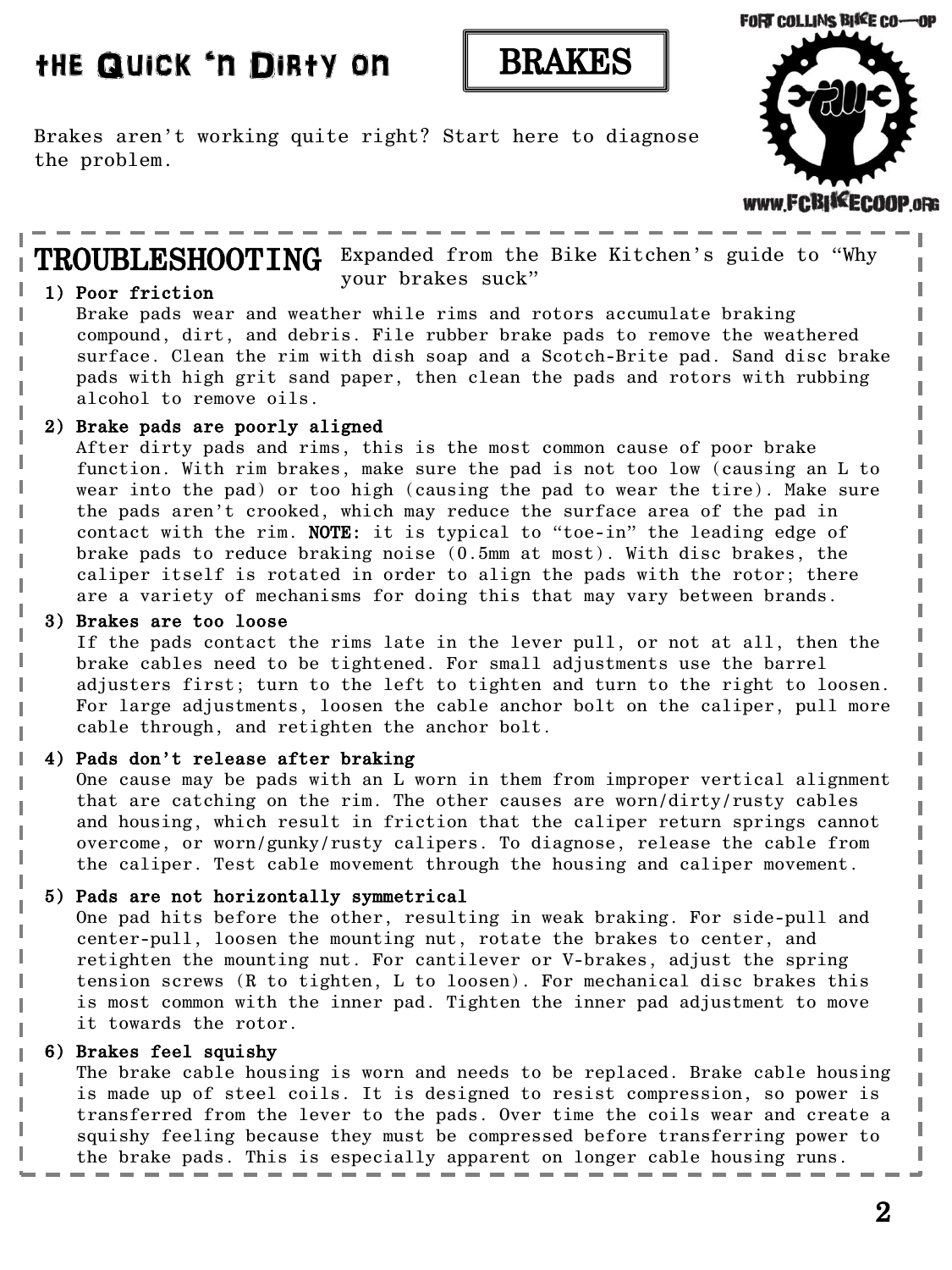# THE QUICK 'N DIRTY ON BRAKES

Brakes aren't working quite right? Start here to diagnose the problem.

FORT COLLINS BIKE CO-OP

WWW.FCBIKECOOP.ORG

## TROUBLESHOOTING

Expanded from the Bike Kitchen's guide to "Why your brakes suck"

**1) Poor friction**

Brake pads wear and weather while rims and rotors accumulate braking compound, dirt, and debris. File rubber brake pads to remove the weathered surface. Clean the rim with dish soap and a Scotch-Brite pad. Sand disc brake pads with high grit sand paper, then clean the pads and rotors with rubbing alcohol to remove oils.

**2) Brake pads are poorly aligned**

After dirty pads and rims, this is the most common cause of poor brake function. With rim brakes, make sure the pad is not too low (causing an L to wear into the pad) or too high (causing the pad to wear the tire). Make sure the pads aren't crooked, which may reduce the surface area of the pad in contact with the rim. **NOTE:** it is typical to "toe-in" the leading edge of brake pads to reduce braking noise (0.5mm at most). With disc brakes, the caliper itself is rotated in order to align the pads with the rotor; there are a variety of mechanisms for doing this that may vary between brands.

**3) Brakes are too loose**

If the pads contact the rims late in the lever pull, or not at all, then the brake cables need to be tightened. For small adjustments use the barrel adjusters first; turn to the left to tighten and turn to the right to loosen. For large adjustments, loosen the cable anchor bolt on the caliper, pull more cable through, and retighten the anchor bolt.

**4) Pads don't release after braking**

One cause may be pads with an L worn in them from improper vertical alignment that are catching on the rim. The other causes are worn/dirty/rusty cables and housing, which result in friction that the caliper return springs cannot overcome, or worn/gunky/rusty calipers. To diagnose, release the cable from the caliper. Test cable movement through the housing and caliper movement.

**5) Pads are not horizontally symmetrical**

One pad hits before the other, resulting in weak braking. For side-pull and center-pull, loosen the mounting nut, rotate the brakes to center, and retighten the mounting nut. For cantilever or V-brakes, adjust the spring tension screws (R to tighten, L to loosen). For mechanical disc brakes this is most common with the inner pad. Tighten the inner pad adjustment to move it towards the rotor.

**6) Brakes feel squishy**

The brake cable housing is worn and needs to be replaced. Brake cable housing is made up of steel coils. It is designed to resist compression, so power is transferred from the lever to the pads. Over time the coils wear and create a squishy feeling because they must be compressed before transferring power to the brake pads. This is especially apparent on longer cable housing runs.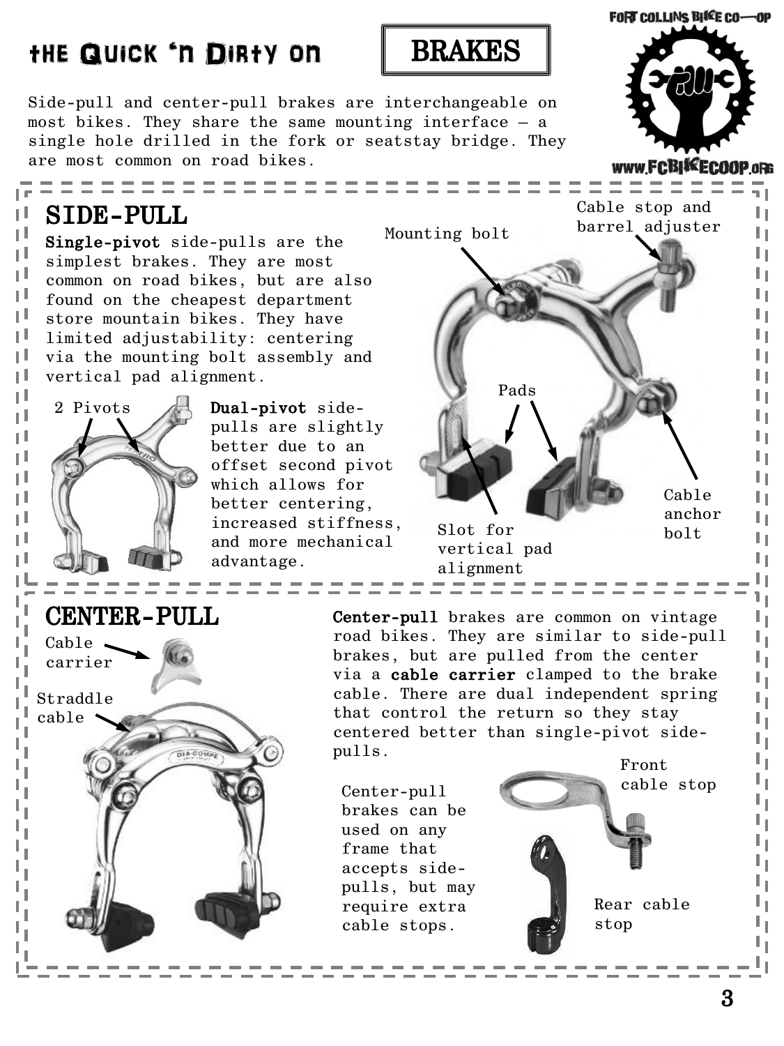# the Quick 'n Dirty on BRAKES

Side-pull and center-pull brakes are interchangeable on most bikes. They share the same mounting interface – a single hole drilled in the fork or seatstay bridge. They are most common on road bikes.

FORT COLLINS BIKE CO-OP

www.FCBIKECOOP.ORG

## SIDE-PULL

**Single-pivot** side-pulls are the simplest brakes. They are most common on road bikes, but are also found on the cheapest department store mountain bikes. They have limited adjustability: centering via the mounting bolt assembly and vertical pad alignment.

2 Pivots

**Dual-pivot** side-pulls are slightly better due to an offset second pivot which allows for better centering, increased stiffness, and more mechanical advantage.

Mounting bolt

Cable stop and barrel adjuster

Pads

Slot for vertical pad alignment

Cable anchor bolt

## CENTER-PULL

Cable carrier

Straddle cable

**Center-pull** brakes are common on vintage road bikes. They are similar to side-pull brakes, but are pulled from the center via a **cable carrier** clamped to the brake cable. There are dual independent spring that control the return so they stay centered better than single-pivot side-pulls.

Center-pull brakes can be used on any frame that accepts side-pulls, but may require extra cable stops.

Front cable stop

Rear cable stop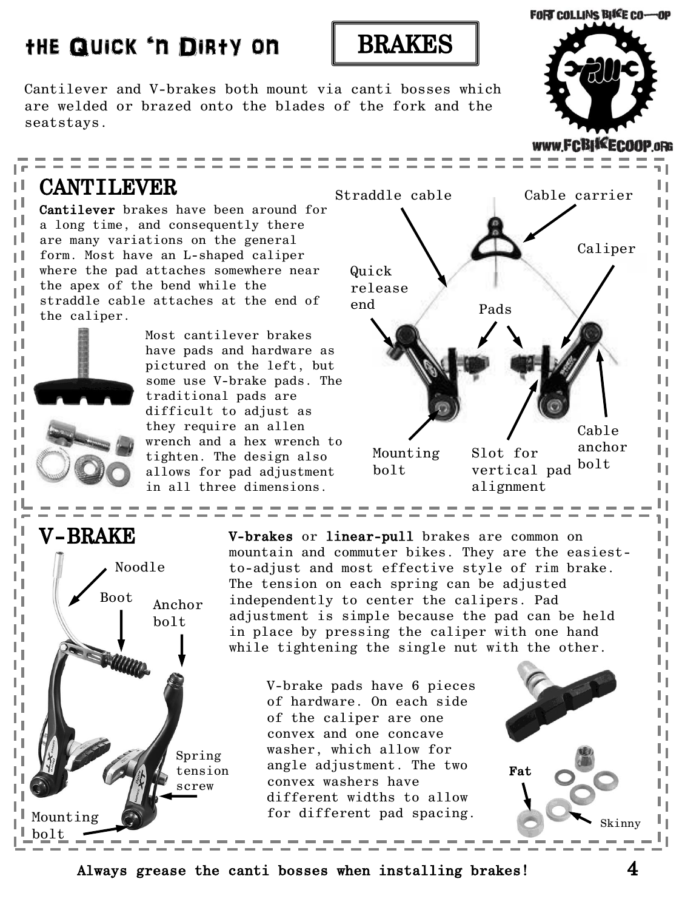# the Quick 'n Dirty on BRAKES

Cantilever and V-brakes both mount via canti bosses which are welded or brazed onto the blades of the fork and the seatstays.

## CANTILEVER

**Cantilever** brakes have been around for a long time, and consequently there are many variations on the general form. Most have an L-shaped caliper where the pad attaches somewhere near the apex of the bend while the straddle cable attaches at the end of the caliper.

Most cantilever brakes have pads and hardware as pictured on the left, but some use V-brake pads. The traditional pads are difficult to adjust as they require an allen wrench and a hex wrench to tighten. The design also allows for pad adjustment in all three dimensions.

Straddle cable

Cable carrier

Caliper

Quick release end

Pads

Mounting bolt

Slot for vertical pad alignment

Cable anchor bolt

## V-BRAKE

**V-brakes** or **linear-pull** brakes are common on mountain and commuter bikes. They are the easiest-to-adjust and most effective style of rim brake. The tension on each spring can be adjusted independently to center the calipers. Pad adjustment is simple because the pad can be held in place by pressing the caliper with one hand while tightening the single nut with the other.

Noodle

Boot

Anchor bolt

Spring tension screw

Mounting bolt

V-brake pads have 6 pieces of hardware. On each side of the caliper are one convex and one concave washer, which allow for angle adjustment. The two convex washers have different widths to allow for different pad spacing.

**Fat**

Skinny

**Always grease the canti bosses when installing brakes!**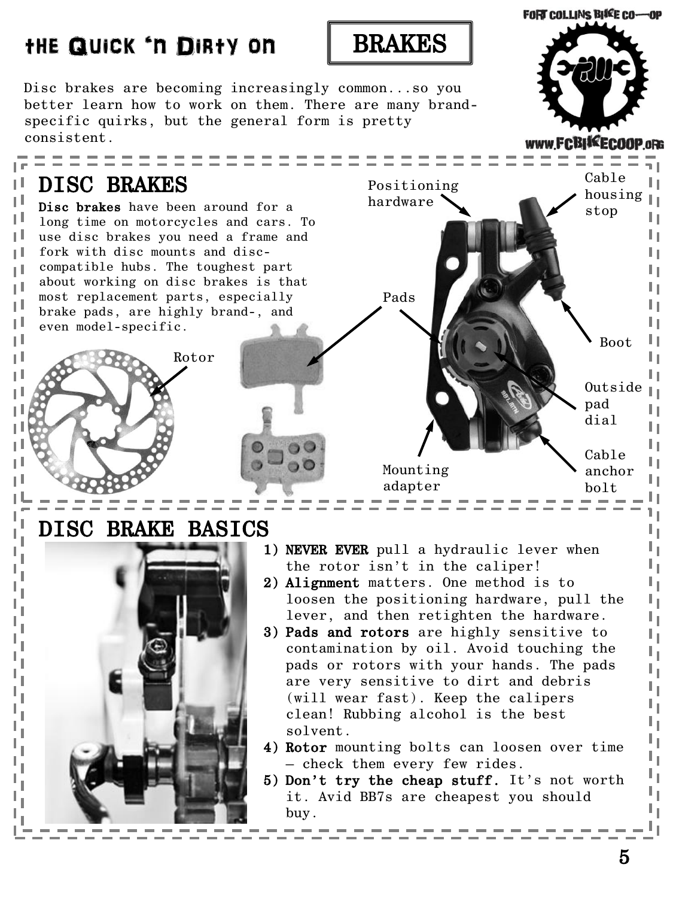# tHE Quick 'n Dirty on BRAKES

FORT COLLINS BIKE CO-OP

www.FCBIKECOOP.ORG

Disc brakes are becoming increasingly common...so you better learn how to work on them. There are many brand-specific quirks, but the general form is pretty consistent.

## DISC BRAKES

**Disc brakes** have been around for a long time on motorcycles and cars. To use disc brakes you need a frame and fork with disc mounts and disc-compatible hubs. The toughest part about working on disc brakes is that most replacement parts, especially brake pads, are highly brand-, and even model-specific.

Rotor

Pads

Positioning hardware

Cable housing stop

Boot

Outside pad dial

Cable anchor bolt

Mounting adapter

## DISC BRAKE BASICS

1) **NEVER EVER** pull a hydraulic lever when the rotor isn't in the caliper!
2) **Alignment** matters. One method is to loosen the positioning hardware, pull the lever, and then retighten the hardware.
3) **Pads and rotors** are highly sensitive to contamination by oil. Avoid touching the pads or rotors with your hands. The pads are very sensitive to dirt and debris (will wear fast). Keep the calipers clean! Rubbing alcohol is the best solvent.
4) **Rotor** mounting bolts can loosen over time – check them every few rides.
5) **Don't try the cheap stuff.** It's not worth it. Avid BB7s are cheapest you should buy.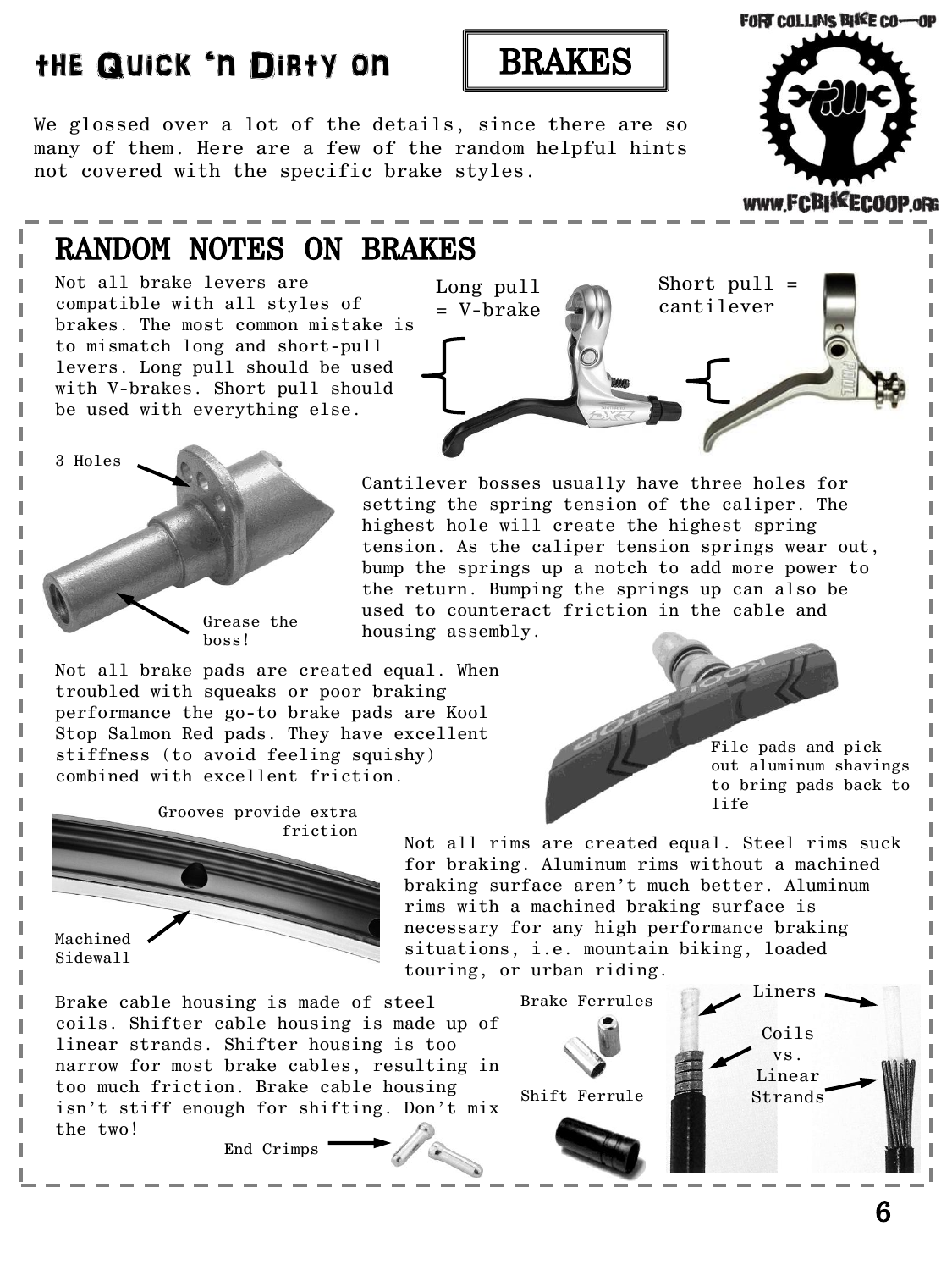# the Quick 'n Dirty on BRAKES

FORT COLLINS BIKE CO-OP

WWW.FCBIKECOOP.ORG

We glossed over a lot of the details, since there are so many of them. Here are a few of the random helpful hints not covered with the specific brake styles.

## RANDOM NOTES ON BRAKES

Not all brake levers are compatible with all styles of brakes. The most common mistake is to mismatch long and short-pull levers. Long pull should be used with V-brakes. Short pull should be used with everything else.

Long pull = V-brake

Short pull = cantilever

3 Holes

Grease the boss!

Cantilever bosses usually have three holes for setting the spring tension of the caliper. The highest hole will create the highest spring tension. As the caliper tension springs wear out, bump the springs up a notch to add more power to the return. Bumping the springs up can also be used to counteract friction in the cable and housing assembly.

Not all brake pads are created equal. When troubled with squeaks or poor braking performance the go-to brake pads are Kool Stop Salmon Red pads. They have excellent stiffness (to avoid feeling squishy) combined with excellent friction.

File pads and pick out aluminum shavings to bring pads back to life

Grooves provide extra friction

Machined Sidewall

Not all rims are created equal. Steel rims suck for braking. Aluminum rims without a machined braking surface aren't much better. Aluminum rims with a machined braking surface is necessary for any high performance braking situations, i.e. mountain biking, loaded touring, or urban riding.

Brake cable housing is made of steel coils. Shifter cable housing is made up of linear strands. Shifter housing is too narrow for most brake cables, resulting in too much friction. Brake cable housing isn't stiff enough for shifting. Don't mix the two!

End Crimps

Brake Ferrules

Shift Ferrule

Liners

Coils vs. Linear Strands